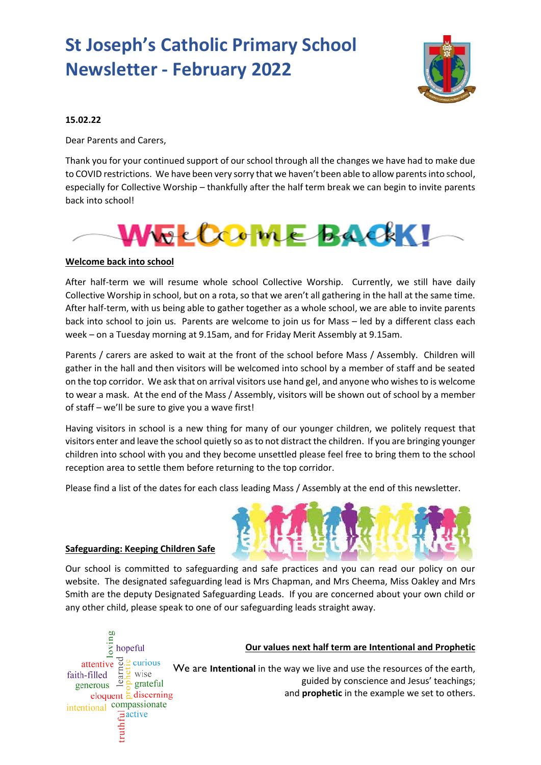# St Joseph's Catholic Primary School Newsletter - February 2022

**15.02.22**

Dear Parents and Carers,

Thank you for your continued support of our school through all the changes we have had to make due to COVID restrictions. We have been very sorry that we haven't been able to allow parents into school, especially for Collective Worship – thankfully after the half term break we can begin to invite parents back into school!

WELCOME BACK!

## Welcome back into school

After half-term we will resume whole school Collective Worship. Currently, we still have daily Collective Worship in school, but on a rota, so that we aren't all gathering in the hall at the same time. After half-term, with us being able to gather together as a whole school, we are able to invite parents back into school to join us. Parents are welcome to join us for Mass – led by a different class each week – on a Tuesday morning at 9.15am, and for Friday Merit Assembly at 9.15am.

Parents / carers are asked to wait at the front of the school before Mass / Assembly. Children will gather in the hall and then visitors will be welcomed into school by a member of staff and be seated on the top corridor. We ask that on arrival visitors use hand gel, and anyone who wishes to is welcome to wear a mask. At the end of the Mass / Assembly, visitors will be shown out of school by a member of staff – we'll be sure to give you a wave first!

Having visitors in school is a new thing for many of our younger children, we politely request that visitors enter and leave the school quietly so as to not distract the children. If you are bringing younger children into school with you and they become unsettled please feel free to bring them to the school reception area to settle them before returning to the top corridor.

Please find a list of the dates for each class leading Mass / Assembly at the end of this newsletter.

## Safeguarding: Keeping Children Safe

Our school is committed to safeguarding and safe practices and you can read our policy on our website. The designated safeguarding lead is Mrs Chapman, and Mrs Cheema, Miss Oakley and Mrs Smith are the deputy Designated Safeguarding Leads. If you are concerned about your own child or any other child, please speak to one of our safeguarding leads straight away.

loving, hopeful, attentive, learned, curious, faith-filled, wise, generous, prophetic, grateful, eloquent, discerning, intentional, compassionate, truthful, active

## Our values next half term are Intentional and Prophetic

We are **Intentional** in the way we live and use the resources of the earth, guided by conscience and Jesus' teachings; and **prophetic** in the example we set to others.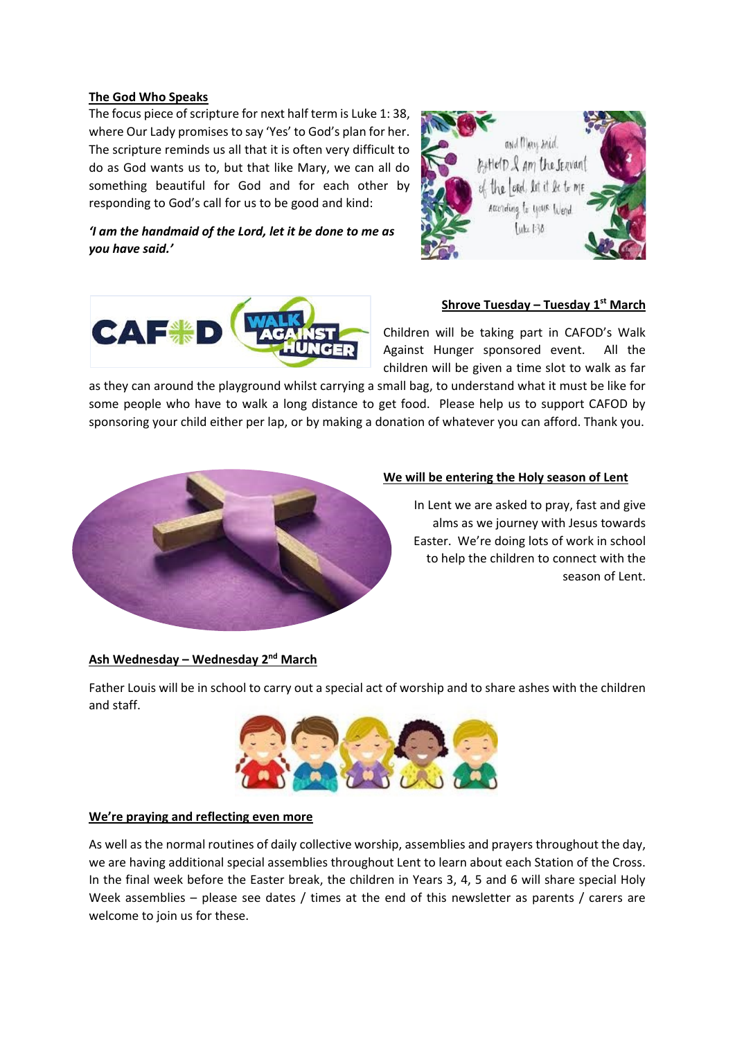## The God Who Speaks

The focus piece of scripture for next half term is Luke 1: 38, where Our Lady promises to say 'Yes' to God's plan for her. The scripture reminds us all that it is often very difficult to do as God wants us to, but that like Mary, we can all do something beautiful for God and for each other by responding to God's call for us to be good and kind:

***'I am the handmaid of the Lord, let it be done to me as you have said.'***

## Shrove Tuesday – Tuesday 1st March

Children will be taking part in CAFOD's Walk Against Hunger sponsored event. All the children will be given a time slot to walk as far as they can around the playground whilst carrying a small bag, to understand what it must be like for some people who have to walk a long distance to get food. Please help us to support CAFOD by sponsoring your child either per lap, or by making a donation of whatever you can afford. Thank you.

## We will be entering the Holy season of Lent

In Lent we are asked to pray, fast and give alms as we journey with Jesus towards Easter. We're doing lots of work in school to help the children to connect with the season of Lent.

## Ash Wednesday – Wednesday 2nd March

Father Louis will be in school to carry out a special act of worship and to share ashes with the children and staff.

## We're praying and reflecting even more

As well as the normal routines of daily collective worship, assemblies and prayers throughout the day, we are having additional special assemblies throughout Lent to learn about each Station of the Cross. In the final week before the Easter break, the children in Years 3, 4, 5 and 6 will share special Holy Week assemblies – please see dates / times at the end of this newsletter as parents / carers are welcome to join us for these.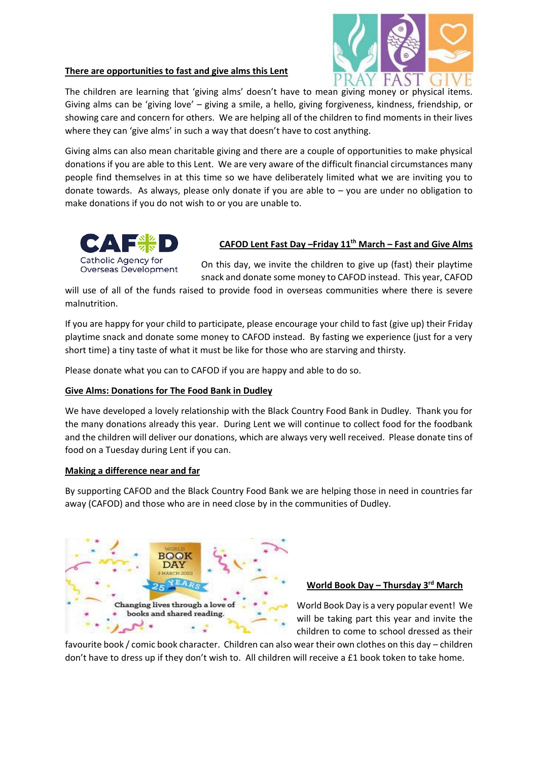**There are opportunities to fast and give alms this Lent**

The children are learning that 'giving alms' doesn't have to mean giving money or physical items. Giving alms can be 'giving love' – giving a smile, a hello, giving forgiveness, kindness, friendship, or showing care and concern for others. We are helping all of the children to find moments in their lives where they can 'give alms' in such a way that doesn't have to cost anything.

Giving alms can also mean charitable giving and there are a couple of opportunities to make physical donations if you are able to this Lent. We are very aware of the difficult financial circumstances many people find themselves in at this time so we have deliberately limited what we are inviting you to donate towards. As always, please only donate if you are able to – you are under no obligation to make donations if you do not wish to or you are unable to.

**CAFOD Lent Fast Day –Friday 11th March – Fast and Give Alms**

On this day, we invite the children to give up (fast) their playtime snack and donate some money to CAFOD instead. This year, CAFOD will use of all of the funds raised to provide food in overseas communities where there is severe malnutrition.

If you are happy for your child to participate, please encourage your child to fast (give up) their Friday playtime snack and donate some money to CAFOD instead. By fasting we experience (just for a very short time) a tiny taste of what it must be like for those who are starving and thirsty.

Please donate what you can to CAFOD if you are happy and able to do so.

**Give Alms: Donations for The Food Bank in Dudley**

We have developed a lovely relationship with the Black Country Food Bank in Dudley. Thank you for the many donations already this year. During Lent we will continue to collect food for the foodbank and the children will deliver our donations, which are always very well received. Please donate tins of food on a Tuesday during Lent if you can.

**Making a difference near and far**

By supporting CAFOD and the Black Country Food Bank we are helping those in need in countries far away (CAFOD) and those who are in need close by in the communities of Dudley.

**World Book Day – Thursday 3rd March**

World Book Day is a very popular event! We will be taking part this year and invite the children to come to school dressed as their favourite book / comic book character. Children can also wear their own clothes on this day – children don't have to dress up if they don't wish to. All children will receive a £1 book token to take home.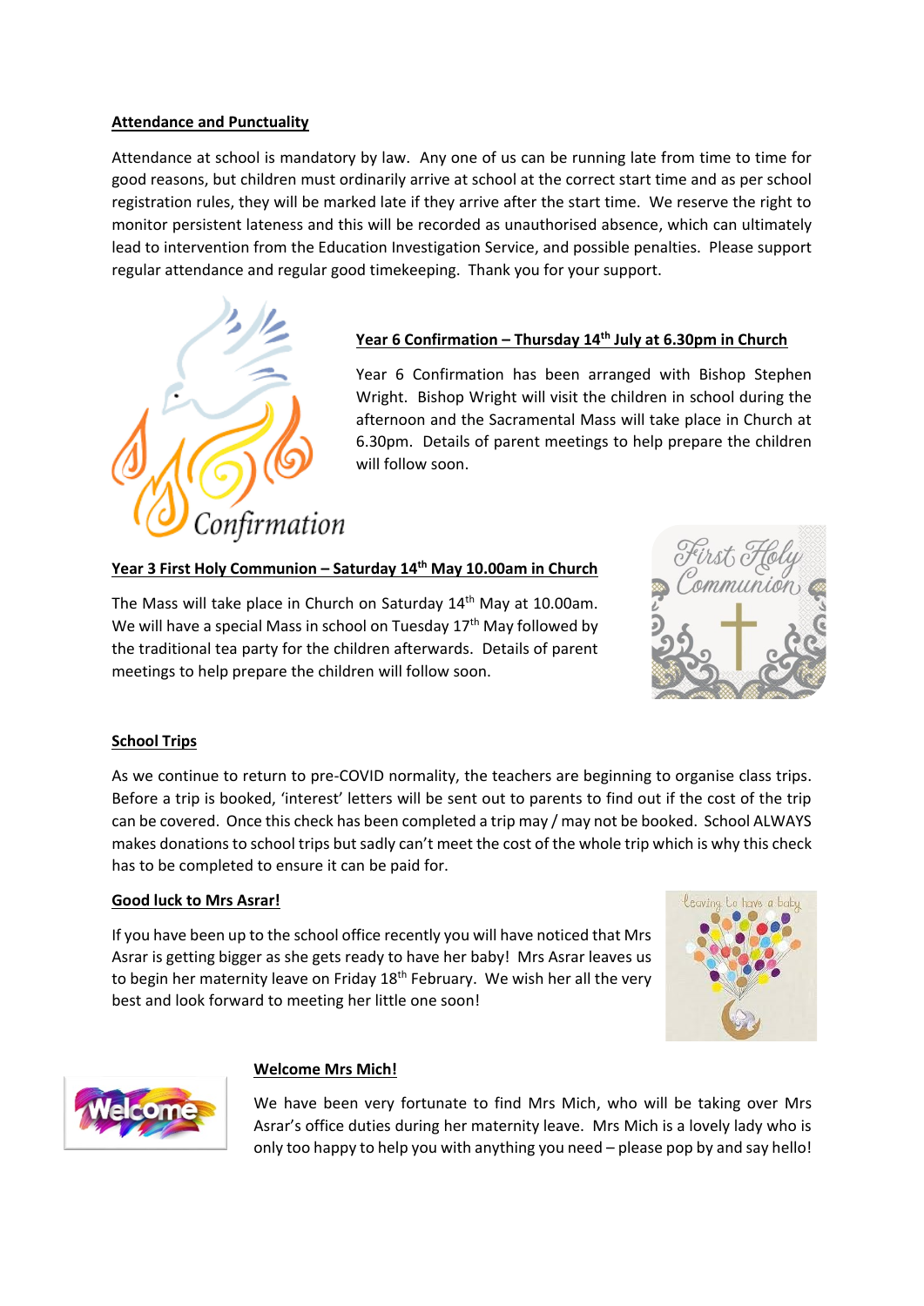## Attendance and Punctuality

Attendance at school is mandatory by law. Any one of us can be running late from time to time for good reasons, but children must ordinarily arrive at school at the correct start time and as per school registration rules, they will be marked late if they arrive after the start time. We reserve the right to monitor persistent lateness and this will be recorded as unauthorised absence, which can ultimately lead to intervention from the Education Investigation Service, and possible penalties. Please support regular attendance and regular good timekeeping. Thank you for your support.

## Year 6 Confirmation – Thursday 14th July at 6.30pm in Church

Year 6 Confirmation has been arranged with Bishop Stephen Wright. Bishop Wright will visit the children in school during the afternoon and the Sacramental Mass will take place in Church at 6.30pm. Details of parent meetings to help prepare the children will follow soon.

## Year 3 First Holy Communion – Saturday 14th May 10.00am in Church

The Mass will take place in Church on Saturday 14th May at 10.00am. We will have a special Mass in school on Tuesday 17th May followed by the traditional tea party for the children afterwards. Details of parent meetings to help prepare the children will follow soon.

## School Trips

As we continue to return to pre-COVID normality, the teachers are beginning to organise class trips. Before a trip is booked, 'interest' letters will be sent out to parents to find out if the cost of the trip can be covered. Once this check has been completed a trip may / may not be booked. School ALWAYS makes donations to school trips but sadly can't meet the cost of the whole trip which is why this check has to be completed to ensure it can be paid for.

## Good luck to Mrs Asrar!

If you have been up to the school office recently you will have noticed that Mrs Asrar is getting bigger as she gets ready to have her baby! Mrs Asrar leaves us to begin her maternity leave on Friday 18th February. We wish her all the very best and look forward to meeting her little one soon!

## Welcome Mrs Mich!

We have been very fortunate to find Mrs Mich, who will be taking over Mrs Asrar's office duties during her maternity leave. Mrs Mich is a lovely lady who is only too happy to help you with anything you need – please pop by and say hello!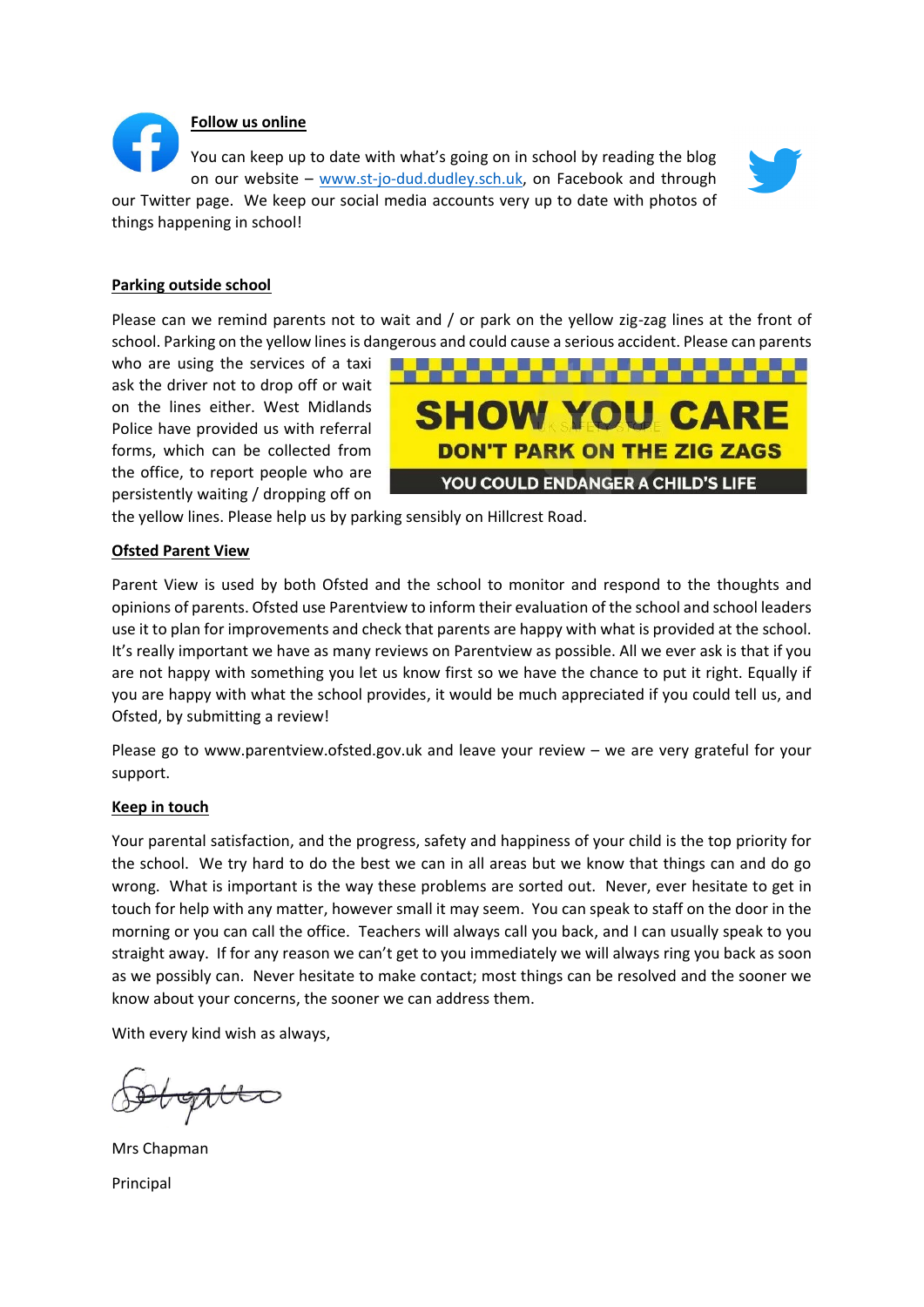**Follow us online**

You can keep up to date with what's going on in school by reading the blog on our website – [www.st-jo-dud.dudley.sch.uk](http://www.st-jo-dud.dudley.sch.uk), on Facebook and through our Twitter page. We keep our social media accounts very up to date with photos of things happening in school!

**Parking outside school**

Please can we remind parents not to wait and / or park on the yellow zig-zag lines at the front of school. Parking on the yellow lines is dangerous and could cause a serious accident. Please can parents who are using the services of a taxi ask the driver not to drop off or wait on the lines either. West Midlands Police have provided us with referral forms, which can be collected from the office, to report people who are persistently waiting / dropping off on the yellow lines. Please help us by parking sensibly on Hillcrest Road.

SHOW YOU CARE

DON'T PARK ON THE ZIG ZAGS

YOU COULD ENDANGER A CHILD'S LIFE

**Ofsted Parent View**

Parent View is used by both Ofsted and the school to monitor and respond to the thoughts and opinions of parents. Ofsted use Parentview to inform their evaluation of the school and school leaders use it to plan for improvements and check that parents are happy with what is provided at the school. It's really important we have as many reviews on Parentview as possible. All we ever ask is that if you are not happy with something you let us know first so we have the chance to put it right. Equally if you are happy with what the school provides, it would be much appreciated if you could tell us, and Ofsted, by submitting a review!

Please go to www.parentview.ofsted.gov.uk and leave your review – we are very grateful for your support.

**Keep in touch**

Your parental satisfaction, and the progress, safety and happiness of your child is the top priority for the school. We try hard to do the best we can in all areas but we know that things can and do go wrong. What is important is the way these problems are sorted out. Never, ever hesitate to get in touch for help with any matter, however small it may seem. You can speak to staff on the door in the morning or you can call the office. Teachers will always call you back, and I can usually speak to you straight away. If for any reason we can't get to you immediately we will always ring you back as soon as we possibly can. Never hesitate to make contact; most things can be resolved and the sooner we know about your concerns, the sooner we can address them.

With every kind wish as always,

Mrs Chapman

Principal